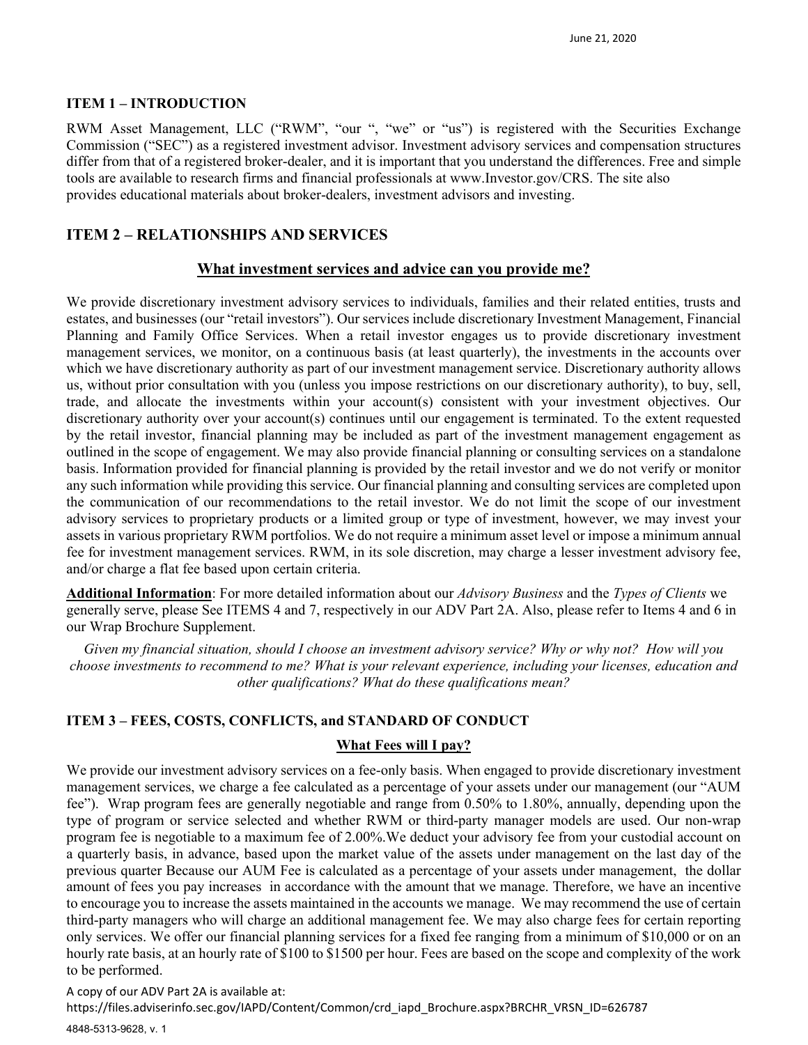June 21, 2020

**ITEM 1 – INTRODUCTION**

RWM Asset Management, LLC ("RWM", "our ", "we" or "us") is registered with the Securities Exchange Commission ("SEC") as a registered investment advisor. Investment advisory services and compensation structures differ from that of a registered broker-dealer, and it is important that you understand the differences. Free and simple tools are available to research firms and financial professionals at www.Investor.gov/CRS. The site also provides educational materials about broker-dealers, investment advisors and investing.

## ITEM 2 – RELATIONSHIPS AND SERVICES

**<u>What investment services and advice can you provide me?</u>**

We provide discretionary investment advisory services to individuals, families and their related entities, trusts and estates, and businesses (our "retail investors"). Our services include discretionary Investment Management, Financial Planning and Family Office Services. When a retail investor engages us to provide discretionary investment management services, we monitor, on a continuous basis (at least quarterly), the investments in the accounts over which we have discretionary authority as part of our investment management service. Discretionary authority allows us, without prior consultation with you (unless you impose restrictions on our discretionary authority), to buy, sell, trade, and allocate the investments within your account(s) consistent with your investment objectives. Our discretionary authority over your account(s) continues until our engagement is terminated. To the extent requested by the retail investor, financial planning may be included as part of the investment management engagement as outlined in the scope of engagement. We may also provide financial planning or consulting services on a standalone basis. Information provided for financial planning is provided by the retail investor and we do not verify or monitor any such information while providing this service. Our financial planning and consulting services are completed upon the communication of our recommendations to the retail investor. We do not limit the scope of our investment advisory services to proprietary products or a limited group or type of investment, however, we may invest your assets in various proprietary RWM portfolios. We do not require a minimum asset level or impose a minimum annual fee for investment management services. RWM, in its sole discretion, may charge a lesser investment advisory fee, and/or charge a flat fee based upon certain criteria.

**<u>Additional Information</u>**: For more detailed information about our *Advisory Business* and the *Types of Clients* we generally serve, please See ITEMS 4 and 7, respectively in our ADV Part 2A. Also, please refer to Items 4 and 6 in our Wrap Brochure Supplement.

*Given my financial situation, should I choose an investment advisory service? Why or why not? How will you choose investments to recommend to me? What is your relevant experience, including your licenses, education and other qualifications? What do these qualifications mean?*

**ITEM 3 – FEES, COSTS, CONFLICTS, and STANDARD OF CONDUCT**

**<u>What Fees will I pay?</u>**

We provide our investment advisory services on a fee-only basis. When engaged to provide discretionary investment management services, we charge a fee calculated as a percentage of your assets under our management (our "AUM fee"). Wrap program fees are generally negotiable and range from 0.50% to 1.80%, annually, depending upon the type of program or service selected and whether RWM or third-party manager models are used. Our non-wrap program fee is negotiable to a maximum fee of 2.00%.We deduct your advisory fee from your custodial account on a quarterly basis, in advance, based upon the market value of the assets under management on the last day of the previous quarter Because our AUM Fee is calculated as a percentage of your assets under management, the dollar amount of fees you pay increases in accordance with the amount that we manage. Therefore, we have an incentive to encourage you to increase the assets maintained in the accounts we manage. We may recommend the use of certain third-party managers who will charge an additional management fee. We may also charge fees for certain reporting only services. We offer our financial planning services for a fixed fee ranging from a minimum of $10,000 or on an hourly rate basis, at an hourly rate of $100 to $1500 per hour. Fees are based on the scope and complexity of the work to be performed.

A copy of our ADV Part 2A is available at:
https://files.adviserinfo.sec.gov/IAPD/Content/Common/crd_iapd_Brochure.aspx?BRCHR_VRSN_ID=626787

4848-5313-9628, v. 1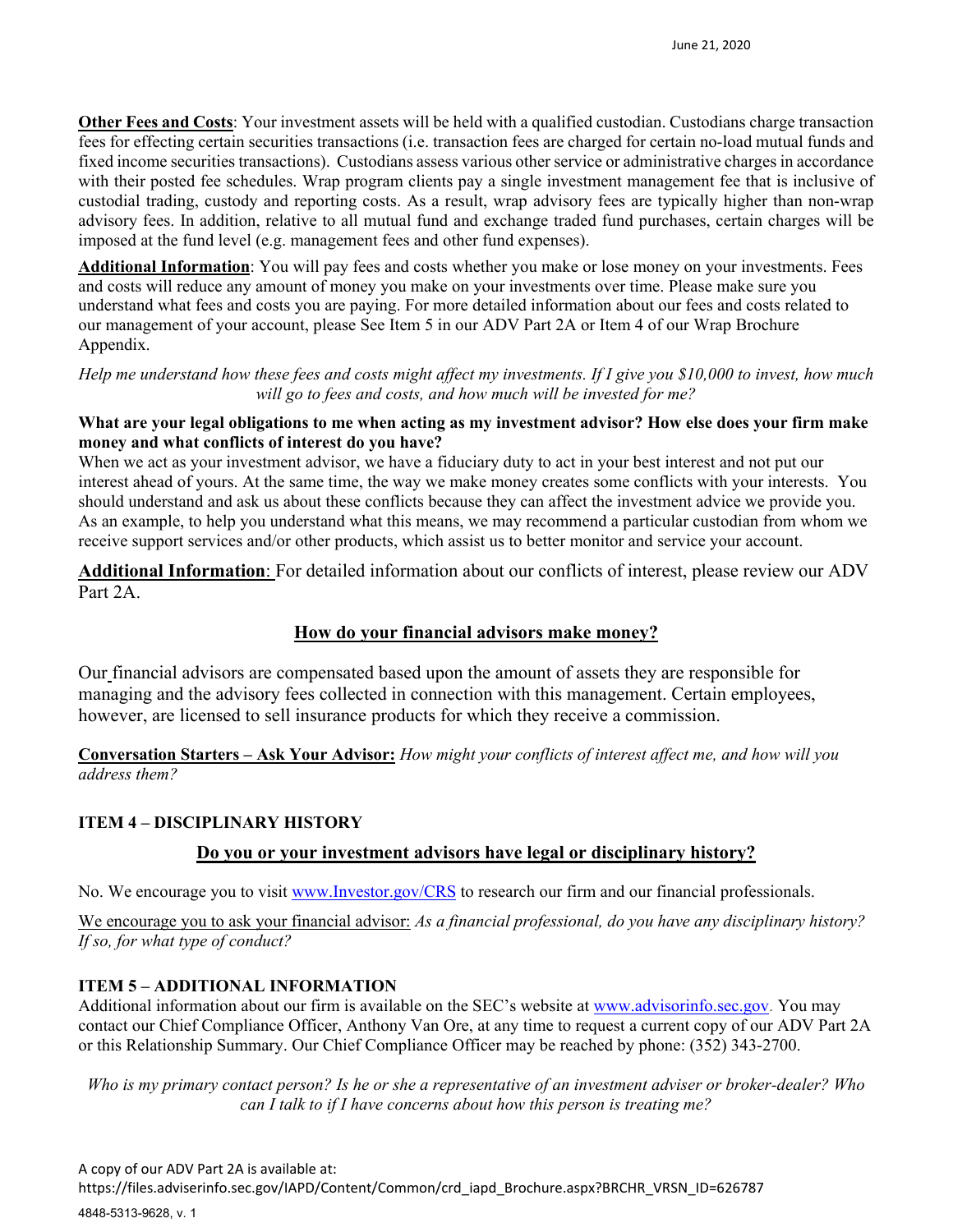**Other Fees and Costs**: Your investment assets will be held with a qualified custodian. Custodians charge transaction fees for effecting certain securities transactions (i.e. transaction fees are charged for certain no-load mutual funds and fixed income securities transactions). Custodians assess various other service or administrative charges in accordance with their posted fee schedules. Wrap program clients pay a single investment management fee that is inclusive of custodial trading, custody and reporting costs. As a result, wrap advisory fees are typically higher than non-wrap advisory fees. In addition, relative to all mutual fund and exchange traded fund purchases, certain charges will be imposed at the fund level (e.g. management fees and other fund expenses).

**Additional Information**: You will pay fees and costs whether you make or lose money on your investments. Fees and costs will reduce any amount of money you make on your investments over time. Please make sure you understand what fees and costs you are paying. For more detailed information about our fees and costs related to our management of your account, please See Item 5 in our ADV Part 2A or Item 4 of our Wrap Brochure Appendix.

*Help me understand how these fees and costs might affect my investments. If I give you $10,000 to invest, how much will go to fees and costs, and how much will be invested for me?*

**What are your legal obligations to me when acting as my investment advisor? How else does your firm make money and what conflicts of interest do you have?**

When we act as your investment advisor, we have a fiduciary duty to act in your best interest and not put our interest ahead of yours. At the same time, the way we make money creates some conflicts with your interests. You should understand and ask us about these conflicts because they can affect the investment advice we provide you. As an example, to help you understand what this means, we may recommend a particular custodian from whom we receive support services and/or other products, which assist us to better monitor and service your account.

**Additional Information**: For detailed information about our conflicts of interest, please review our ADV Part 2A.

## How do your financial advisors make money?

Our financial advisors are compensated based upon the amount of assets they are responsible for managing and the advisory fees collected in connection with this management. Certain employees, however, are licensed to sell insurance products for which they receive a commission.

**Conversation Starters – Ask Your Advisor:** *How might your conflicts of interest affect me, and how will you address them?*

### ITEM 4 – DISCIPLINARY HISTORY

## Do you or your investment advisors have legal or disciplinary history?

No. We encourage you to visit www.Investor.gov/CRS to research our firm and our financial professionals.

We encourage you to ask your financial advisor: *As a financial professional, do you have any disciplinary history? If so, for what type of conduct?*

### ITEM 5 – ADDITIONAL INFORMATION

Additional information about our firm is available on the SEC's website at www.advisorinfo.sec.gov. You may contact our Chief Compliance Officer, Anthony Van Ore, at any time to request a current copy of our ADV Part 2A or this Relationship Summary. Our Chief Compliance Officer may be reached by phone: (352) 343-2700.

*Who is my primary contact person? Is he or she a representative of an investment adviser or broker-dealer? Who can I talk to if I have concerns about how this person is treating me?*

A copy of our ADV Part 2A is available at:
https://files.adviserinfo.sec.gov/IAPD/Content/Common/crd_iapd_Brochure.aspx?BRCHR_VRSN_ID=626787